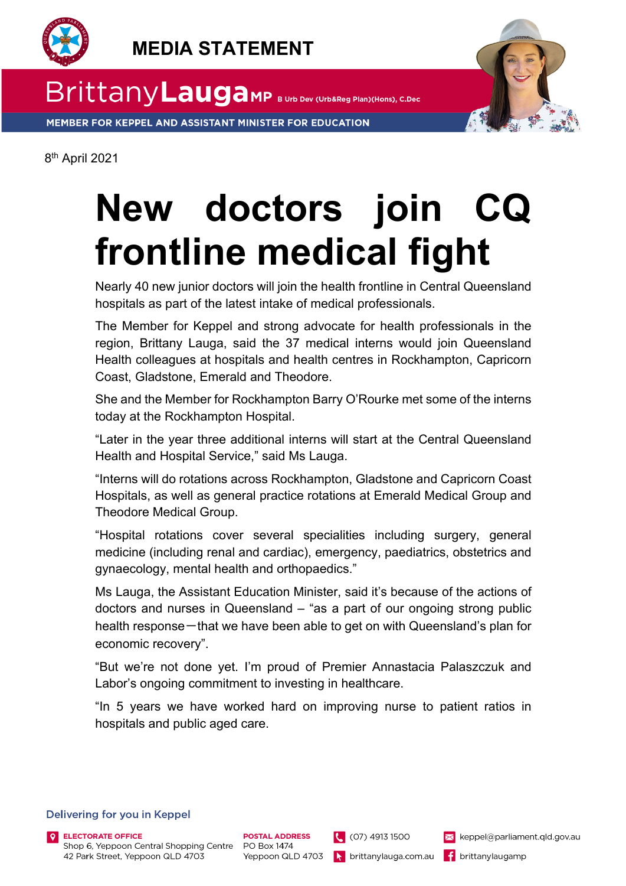# MEDIA STATEMENT

**Brittany Lauga MP** B Urb Dev (Urb&Reg Plan)(Hons), C.Dec

MEMBER FOR KEPPEL AND ASSISTANT MINISTER FOR EDUCATION

8th April 2021

# New doctors join CQ frontline medical fight

Nearly 40 new junior doctors will join the health frontline in Central Queensland hospitals as part of the latest intake of medical professionals.

The Member for Keppel and strong advocate for health professionals in the region, Brittany Lauga, said the 37 medical interns would join Queensland Health colleagues at hospitals and health centres in Rockhampton, Capricorn Coast, Gladstone, Emerald and Theodore.

She and the Member for Rockhampton Barry O'Rourke met some of the interns today at the Rockhampton Hospital.

"Later in the year three additional interns will start at the Central Queensland Health and Hospital Service," said Ms Lauga.

"Interns will do rotations across Rockhampton, Gladstone and Capricorn Coast Hospitals, as well as general practice rotations at Emerald Medical Group and Theodore Medical Group.

"Hospital rotations cover several specialities including surgery, general medicine (including renal and cardiac), emergency, paediatrics, obstetrics and gynaecology, mental health and orthopaedics."

Ms Lauga, the Assistant Education Minister, said it's because of the actions of doctors and nurses in Queensland – "as a part of our ongoing strong public health response—that we have been able to get on with Queensland's plan for economic recovery".

"But we're not done yet. I'm proud of Premier Annastacia Palaszczuk and Labor's ongoing commitment to investing in healthcare.

"In 5 years we have worked hard on improving nurse to patient ratios in hospitals and public aged care.

Delivering for you in Keppel

**ELECTORATE OFFICE**
Shop 6, Yeppoon Central Shopping Centre
42 Park Street, Yeppoon QLD 4703

**POSTAL ADDRESS**
PO Box 1474
Yeppoon QLD 4703

(07) 4913 1500
brittanylauga.com.au
keppel@parliament.qld.gov.au
brittanylaugamp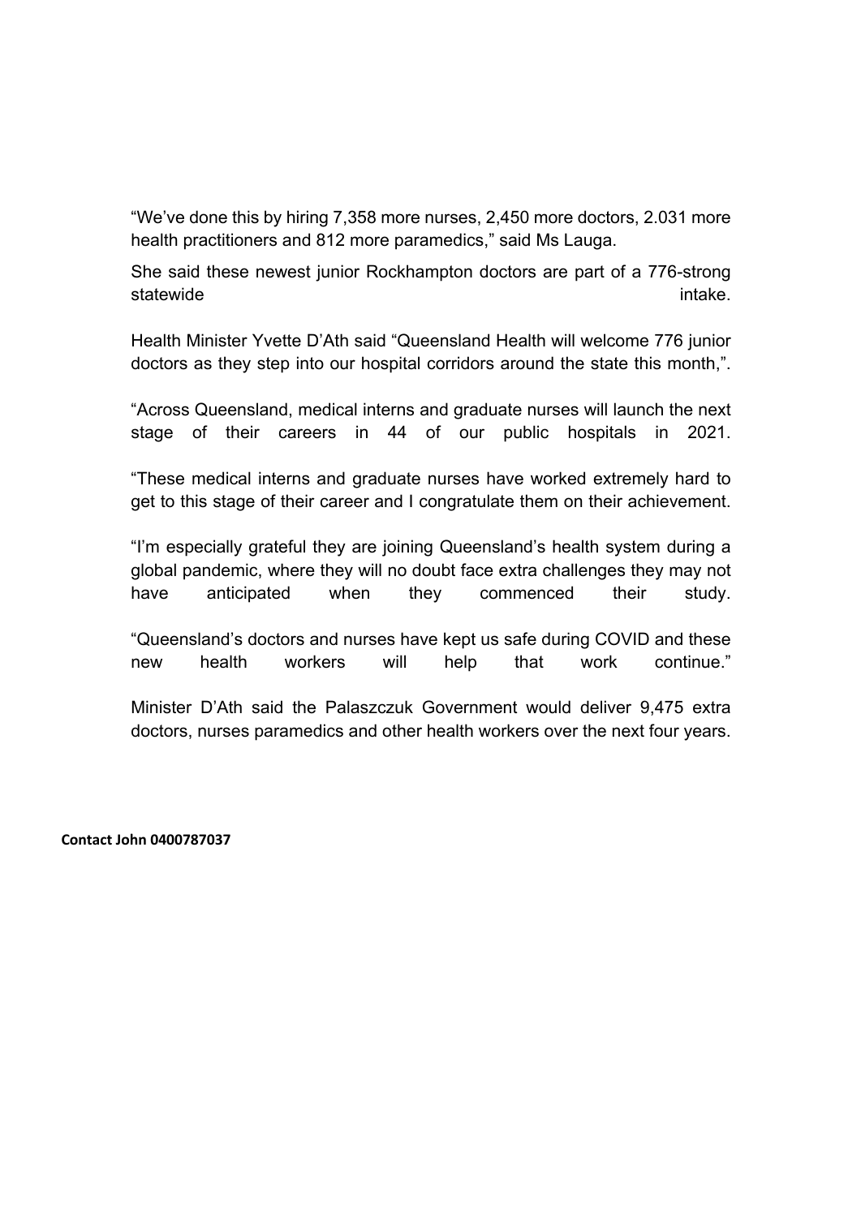"We've done this by hiring 7,358 more nurses, 2,450 more doctors, 2.031 more health practitioners and 812 more paramedics," said Ms Lauga.

She said these newest junior Rockhampton doctors are part of a 776-strong statewide intake.

Health Minister Yvette D'Ath said "Queensland Health will welcome 776 junior doctors as they step into our hospital corridors around the state this month,".

"Across Queensland, medical interns and graduate nurses will launch the next stage of their careers in 44 of our public hospitals in 2021.

"These medical interns and graduate nurses have worked extremely hard to get to this stage of their career and I congratulate them on their achievement.

"I'm especially grateful they are joining Queensland's health system during a global pandemic, where they will no doubt face extra challenges they may not have anticipated when they commenced their study.

"Queensland's doctors and nurses have kept us safe during COVID and these new health workers will help that work continue."

Minister D'Ath said the Palaszczuk Government would deliver 9,475 extra doctors, nurses paramedics and other health workers over the next four years.

**Contact John 0400787037**